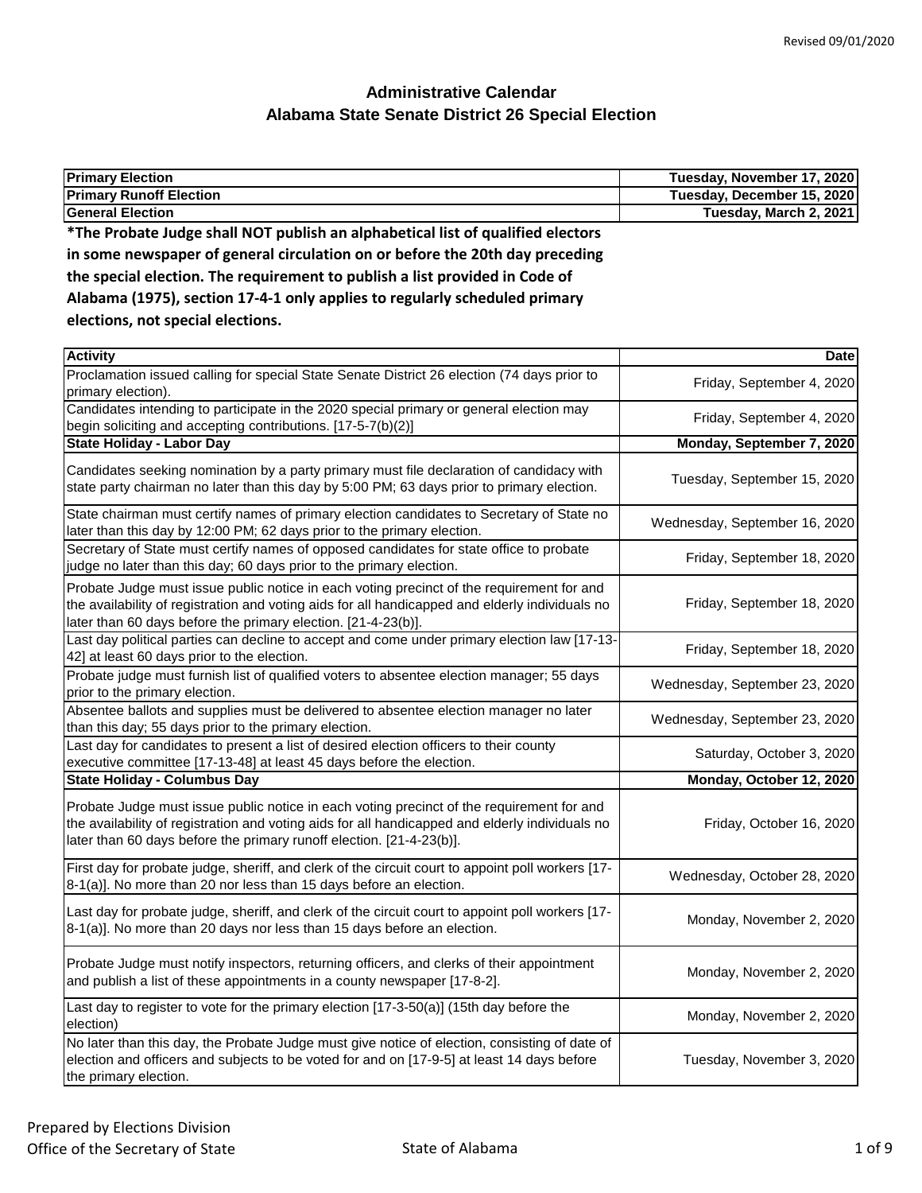Revised 09/01/2020

# Administrative Calendar
## Alabama State Senate District 26 Special Election

| Primary Election | Tuesday, November 17, 2020 |
|---|---|
| Primary Runoff Election | Tuesday, December 15, 2020 |
| General Election | Tuesday, March 2, 2021 |

**\*The Probate Judge shall NOT publish an alphabetical list of qualified electors in some newspaper of general circulation on or before the 20th day preceding the special election. The requirement to publish a list provided in Code of Alabama (1975), section 17-4-1 only applies to regularly scheduled primary elections, not special elections.**

| Activity | Date |
|---|---|
| Proclamation issued calling for special State Senate District 26 election (74 days prior to primary election). | Friday, September 4, 2020 |
| Candidates intending to participate in the 2020 special primary or general election may begin soliciting and accepting contributions. [17-5-7(b)(2)] | Friday, September 4, 2020 |
| **State Holiday - Labor Day** | **Monday, September 7, 2020** |
| Candidates seeking nomination by a party primary must file declaration of candidacy with state party chairman no later than this day by 5:00 PM; 63 days prior to primary election. | Tuesday, September 15, 2020 |
| State chairman must certify names of primary election candidates to Secretary of State no later than this day by 12:00 PM; 62 days prior to the primary election. | Wednesday, September 16, 2020 |
| Secretary of State must certify names of opposed candidates for state office to probate judge no later than this day; 60 days prior to the primary election. | Friday, September 18, 2020 |
| Probate Judge must issue public notice in each voting precinct of the requirement for and the availability of registration and voting aids for all handicapped and elderly individuals no later than 60 days before the primary election. [21-4-23(b)]. | Friday, September 18, 2020 |
| Last day political parties can decline to accept and come under primary election law [17-13-42] at least 60 days prior to the election. | Friday, September 18, 2020 |
| Probate judge must furnish list of qualified voters to absentee election manager; 55 days prior to the primary election. | Wednesday, September 23, 2020 |
| Absentee ballots and supplies must be delivered to absentee election manager no later than this day; 55 days prior to the primary election. | Wednesday, September 23, 2020 |
| Last day for candidates to present a list of desired election officers to their county executive committee [17-13-48] at least 45 days before the election. | Saturday, October 3, 2020 |
| **State Holiday - Columbus Day** | **Monday, October 12, 2020** |
| Probate Judge must issue public notice in each voting precinct of the requirement for and the availability of registration and voting aids for all handicapped and elderly individuals no later than 60 days before the primary runoff election. [21-4-23(b)]. | Friday, October 16, 2020 |
| First day for probate judge, sheriff, and clerk of the circuit court to appoint poll workers [17-8-1(a)]. No more than 20 nor less than 15 days before an election. | Wednesday, October 28, 2020 |
| Last day for probate judge, sheriff, and clerk of the circuit court to appoint poll workers [17-8-1(a)]. No more than 20 days nor less than 15 days before an election. | Monday, November 2, 2020 |
| Probate Judge must notify inspectors, returning officers, and clerks of their appointment and publish a list of these appointments in a county newspaper [17-8-2]. | Monday, November 2, 2020 |
| Last day to register to vote for the primary election [17-3-50(a)] (15th day before the election) | Monday, November 2, 2020 |
| No later than this day, the Probate Judge must give notice of election, consisting of date of election and officers and subjects to be voted for and on [17-9-5] at least 14 days before the primary election. | Tuesday, November 3, 2020 |

Prepared by Elections Division
Office of the Secretary of State

State of Alabama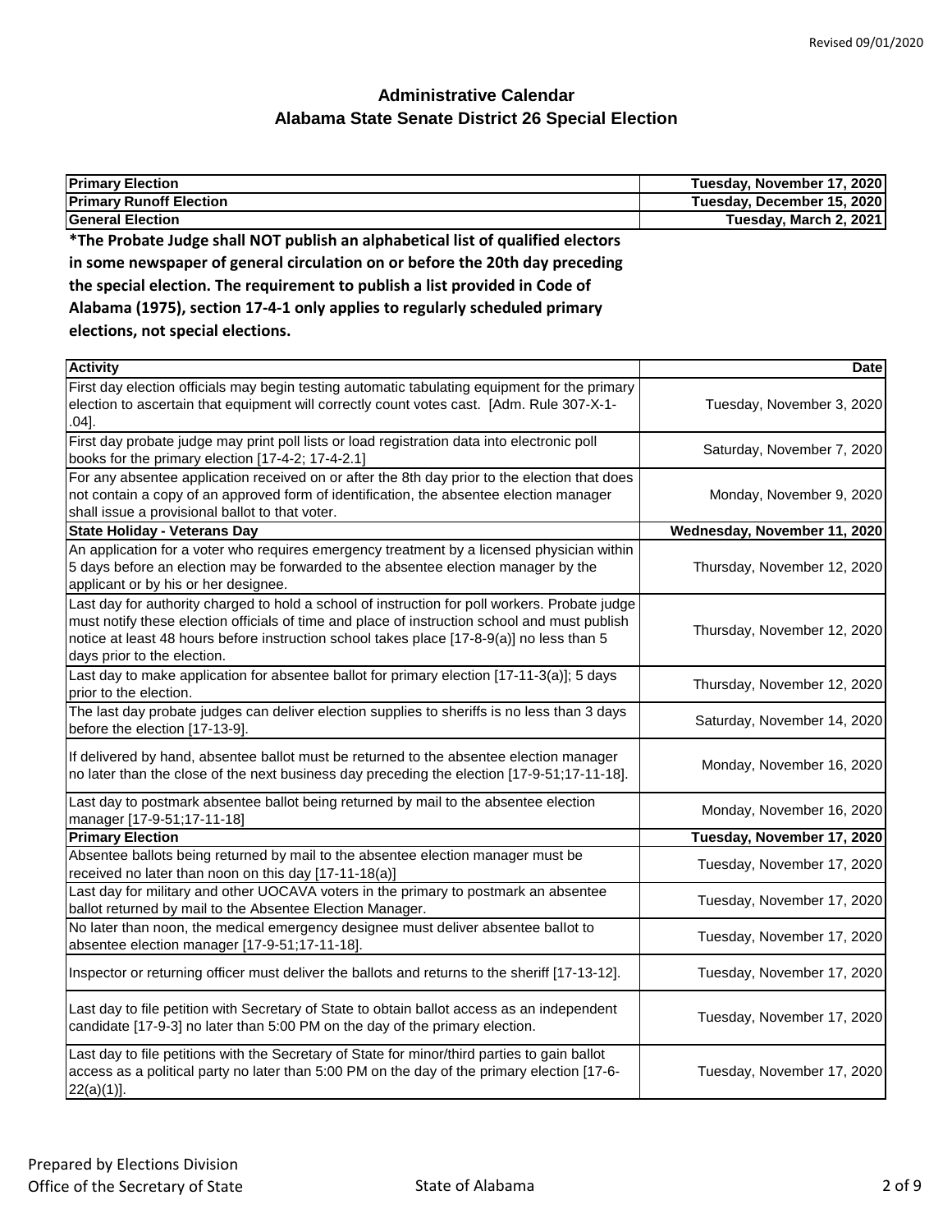# Administrative Calendar
## Alabama State Senate District 26 Special Election

| **Primary Election** | **Tuesday, November 17, 2020** |
|---|---|
| **Primary Runoff Election** | **Tuesday, December 15, 2020** |
| **General Election** | **Tuesday, March 2, 2021** |

**\*The Probate Judge shall NOT publish an alphabetical list of qualified electors in some newspaper of general circulation on or before the 20th day preceding the special election. The requirement to publish a list provided in Code of Alabama (1975), section 17-4-1 only applies to regularly scheduled primary elections, not special elections.**

| **Activity** | **Date** |
|---|---|
| First day election officials may begin testing automatic tabulating equipment for the primary election to ascertain that equipment will correctly count votes cast. [Adm. Rule 307-X-1-.04]. | Tuesday, November 3, 2020 |
| First day probate judge may print poll lists or load registration data into electronic poll books for the primary election [17-4-2; 17-4-2.1] | Saturday, November 7, 2020 |
| For any absentee application received on or after the 8th day prior to the election that does not contain a copy of an approved form of identification, the absentee election manager shall issue a provisional ballot to that voter. | Monday, November 9, 2020 |
| **State Holiday - Veterans Day** | **Wednesday, November 11, 2020** |
| An application for a voter who requires emergency treatment by a licensed physician within 5 days before an election may be forwarded to the absentee election manager by the applicant or by his or her designee. | Thursday, November 12, 2020 |
| Last day for authority charged to hold a school of instruction for poll workers. Probate judge must notify these election officials of time and place of instruction school and must publish notice at least 48 hours before instruction school takes place [17-8-9(a)] no less than 5 days prior to the election. | Thursday, November 12, 2020 |
| Last day to make application for absentee ballot for primary election [17-11-3(a)]; 5 days prior to the election. | Thursday, November 12, 2020 |
| The last day probate judges can deliver election supplies to sheriffs is no less than 3 days before the election [17-13-9]. | Saturday, November 14, 2020 |
| If delivered by hand, absentee ballot must be returned to the absentee election manager no later than the close of the next business day preceding the election [17-9-51;17-11-18]. | Monday, November 16, 2020 |
| Last day to postmark absentee ballot being returned by mail to the absentee election manager [17-9-51;17-11-18] | Monday, November 16, 2020 |
| **Primary Election** | **Tuesday, November 17, 2020** |
| Absentee ballots being returned by mail to the absentee election manager must be received no later than noon on this day [17-11-18(a)] | Tuesday, November 17, 2020 |
| Last day for military and other UOCAVA voters in the primary to postmark an absentee ballot returned by mail to the Absentee Election Manager. | Tuesday, November 17, 2020 |
| No later than noon, the medical emergency designee must deliver absentee ballot to absentee election manager [17-9-51;17-11-18]. | Tuesday, November 17, 2020 |
| Inspector or returning officer must deliver the ballots and returns to the sheriff [17-13-12]. | Tuesday, November 17, 2020 |
| Last day to file petition with Secretary of State to obtain ballot access as an independent candidate [17-9-3] no later than 5:00 PM on the day of the primary election. | Tuesday, November 17, 2020 |
| Last day to file petitions with the Secretary of State for minor/third parties to gain ballot access as a political party no later than 5:00 PM on the day of the primary election [17-6-22(a)(1)]. | Tuesday, November 17, 2020 |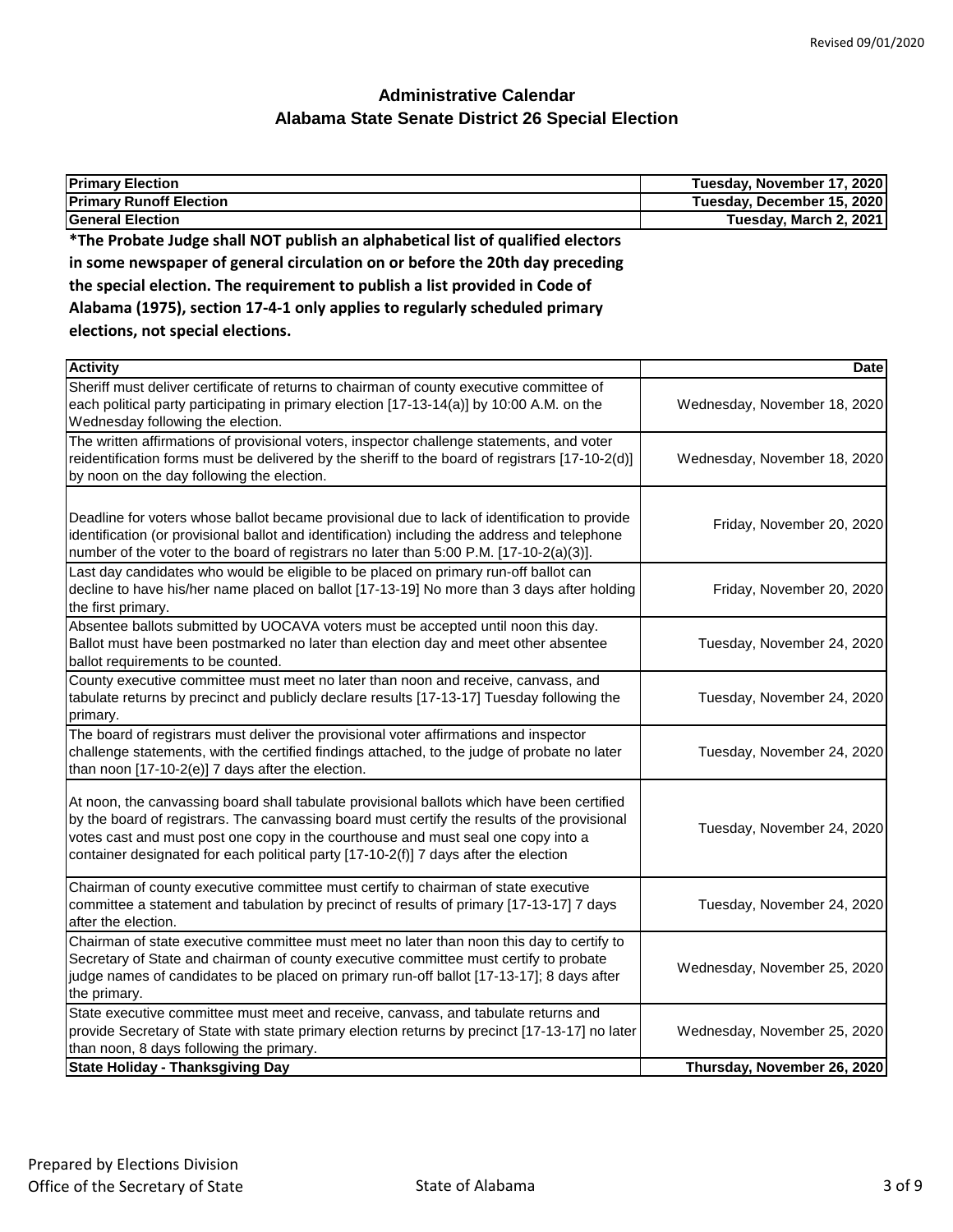Revised 09/01/2020

## Administrative Calendar
## Alabama State Senate District 26 Special Election

| Primary Election | Tuesday, November 17, 2020 |
|---|---|
| **Primary Runoff Election** | **Tuesday, December 15, 2020** |
| **General Election** | **Tuesday, March 2, 2021** |

**\*The Probate Judge shall NOT publish an alphabetical list of qualified electors in some newspaper of general circulation on or before the 20th day preceding the special election. The requirement to publish a list provided in Code of Alabama (1975), section 17-4-1 only applies to regularly scheduled primary elections, not special elections.**

| Activity | Date |
|---|---|
| Sheriff must deliver certificate of returns to chairman of county executive committee of each political party participating in primary election [17-13-14(a)] by 10:00 A.M. on the Wednesday following the election. | Wednesday, November 18, 2020 |
| The written affirmations of provisional voters, inspector challenge statements, and voter reidentification forms must be delivered by the sheriff to the board of registrars [17-10-2(d)] by noon on the day following the election. | Wednesday, November 18, 2020 |
| Deadline for voters whose ballot became provisional due to lack of identification to provide identification (or provisional ballot and identification) including the address and telephone number of the voter to the board of registrars no later than 5:00 P.M. [17-10-2(a)(3)]. | Friday, November 20, 2020 |
| Last day candidates who would be eligible to be placed on primary run-off ballot can decline to have his/her name placed on ballot [17-13-19] No more than 3 days after holding the first primary. | Friday, November 20, 2020 |
| Absentee ballots submitted by UOCAVA voters must be accepted until noon this day. Ballot must have been postmarked no later than election day and meet other absentee ballot requirements to be counted. | Tuesday, November 24, 2020 |
| County executive committee must meet no later than noon and receive, canvass, and tabulate returns by precinct and publicly declare results [17-13-17] Tuesday following the primary. | Tuesday, November 24, 2020 |
| The board of registrars must deliver the provisional voter affirmations and inspector challenge statements, with the certified findings attached, to the judge of probate no later than noon [17-10-2(e)] 7 days after the election. | Tuesday, November 24, 2020 |
| At noon, the canvassing board shall tabulate provisional ballots which have been certified by the board of registrars. The canvassing board must certify the results of the provisional votes cast and must post one copy in the courthouse and must seal one copy into a container designated for each political party [17-10-2(f)] 7 days after the election | Tuesday, November 24, 2020 |
| Chairman of county executive committee must certify to chairman of state executive committee a statement and tabulation by precinct of results of primary [17-13-17] 7 days after the election. | Tuesday, November 24, 2020 |
| Chairman of state executive committee must meet no later than noon this day to certify to Secretary of State and chairman of county executive committee must certify to probate judge names of candidates to be placed on primary run-off ballot [17-13-17]; 8 days after the primary. | Wednesday, November 25, 2020 |
| State executive committee must meet and receive, canvass, and tabulate returns and provide Secretary of State with state primary election returns by precinct [17-13-17] no later than noon, 8 days following the primary. | Wednesday, November 25, 2020 |
| **State Holiday - Thanksgiving Day** | **Thursday, November 26, 2020** |

Prepared by Elections Division
Office of the Secretary of State

State of Alabama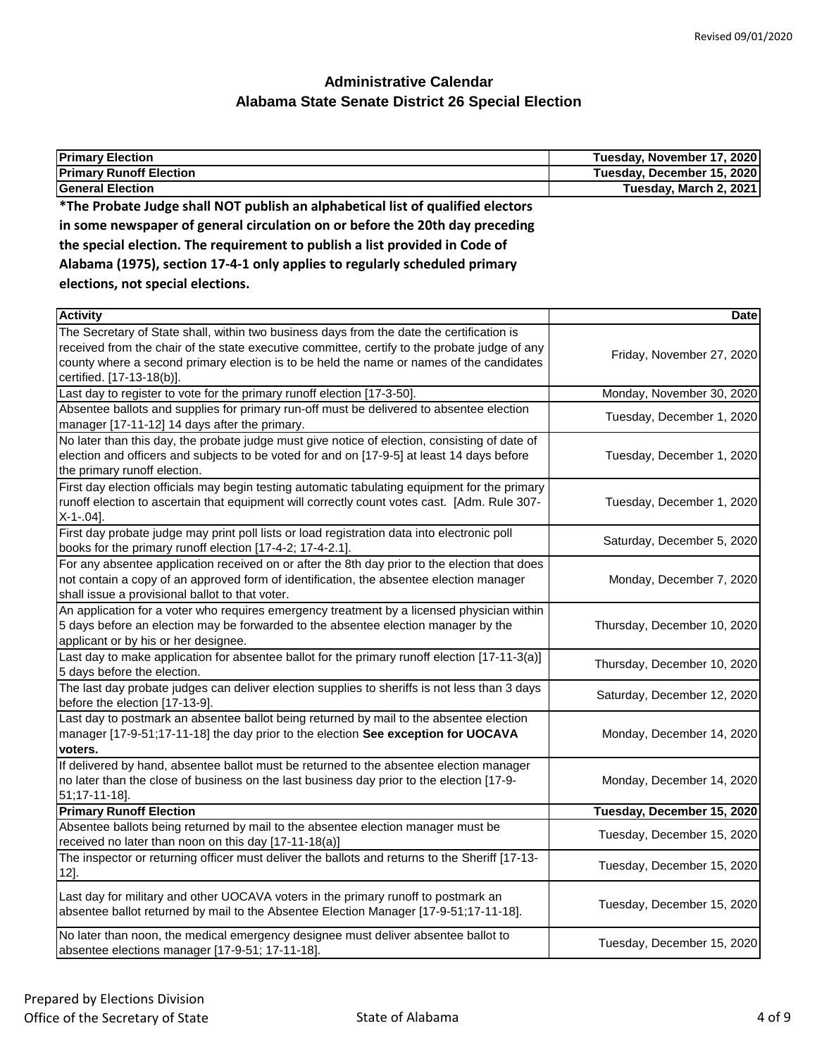Revised 09/01/2020

# Administrative Calendar
## Alabama State Senate District 26 Special Election

| **Primary Election** | **Tuesday, November 17, 2020** |
|---|---|
| **Primary Runoff Election** | **Tuesday, December 15, 2020** |
| **General Election** | **Tuesday, March 2, 2021** |

**\*The Probate Judge shall NOT publish an alphabetical list of qualified electors in some newspaper of general circulation on or before the 20th day preceding the special election. The requirement to publish a list provided in Code of Alabama (1975), section 17-4-1 only applies to regularly scheduled primary elections, not special elections.**

| **Activity** | **Date** |
|---|---|
| The Secretary of State shall, within two business days from the date the certification is received from the chair of the state executive committee, certify to the probate judge of any county where a second primary election is to be held the name or names of the candidates certified. [17-13-18(b)]. | Friday, November 27, 2020 |
| Last day to register to vote for the primary runoff election [17-3-50]. | Monday, November 30, 2020 |
| Absentee ballots and supplies for primary run-off must be delivered to absentee election manager [17-11-12] 14 days after the primary. | Tuesday, December 1, 2020 |
| No later than this day, the probate judge must give notice of election, consisting of date of election and officers and subjects to be voted for and on [17-9-5] at least 14 days before the primary runoff election. | Tuesday, December 1, 2020 |
| First day election officials may begin testing automatic tabulating equipment for the primary runoff election to ascertain that equipment will correctly count votes cast. [Adm. Rule 307-X-1-.04]. | Tuesday, December 1, 2020 |
| First day probate judge may print poll lists or load registration data into electronic poll books for the primary runoff election [17-4-2; 17-4-2.1]. | Saturday, December 5, 2020 |
| For any absentee application received on or after the 8th day prior to the election that does not contain a copy of an approved form of identification, the absentee election manager shall issue a provisional ballot to that voter. | Monday, December 7, 2020 |
| An application for a voter who requires emergency treatment by a licensed physician within 5 days before an election may be forwarded to the absentee election manager by the applicant or by his or her designee. | Thursday, December 10, 2020 |
| Last day to make application for absentee ballot for the primary runoff election [17-11-3(a)] 5 days before the election. | Thursday, December 10, 2020 |
| The last day probate judges can deliver election supplies to sheriffs is not less than 3 days before the election [17-13-9]. | Saturday, December 12, 2020 |
| Last day to postmark an absentee ballot being returned by mail to the absentee election manager [17-9-51;17-11-18] the day prior to the election **See exception for UOCAVA voters.** | Monday, December 14, 2020 |
| If delivered by hand, absentee ballot must be returned to the absentee election manager no later than the close of business on the last business day prior to the election [17-9-51;17-11-18]. | Monday, December 14, 2020 |
| **Primary Runoff Election** | **Tuesday, December 15, 2020** |
| Absentee ballots being returned by mail to the absentee election manager must be received no later than noon on this day [17-11-18(a)] | Tuesday, December 15, 2020 |
| The inspector or returning officer must deliver the ballots and returns to the Sheriff [17-13-12]. | Tuesday, December 15, 2020 |
| Last day for military and other UOCAVA voters in the primary runoff to postmark an absentee ballot returned by mail to the Absentee Election Manager [17-9-51;17-11-18]. | Tuesday, December 15, 2020 |
| No later than noon, the medical emergency designee must deliver absentee ballot to absentee elections manager [17-9-51; 17-11-18]. | Tuesday, December 15, 2020 |

Prepared by Elections Division
Office of the Secretary of State

State of Alabama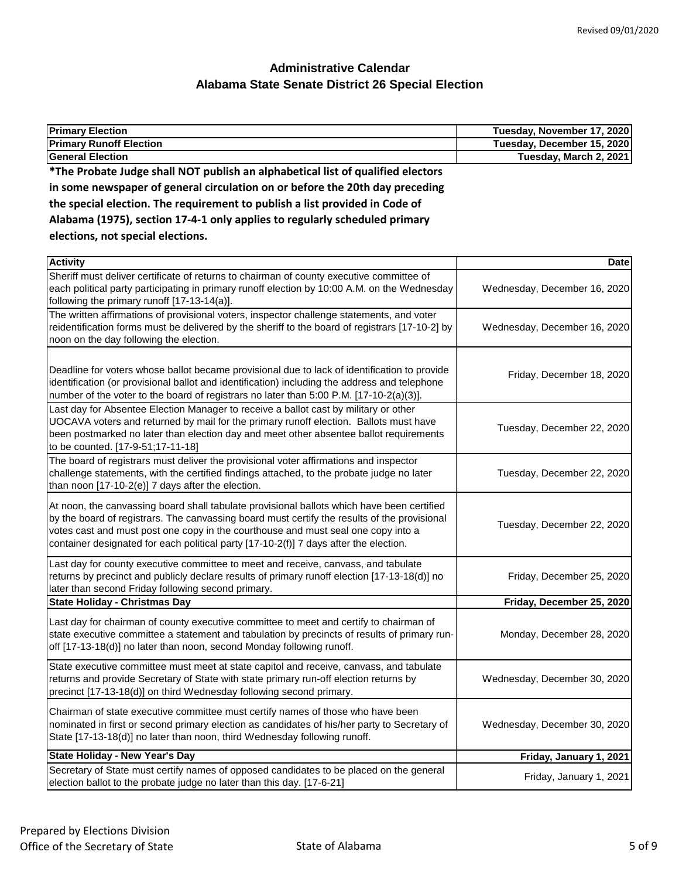# Administrative Calendar
## Alabama State Senate District 26 Special Election

| Primary Election | Tuesday, November 17, 2020 |
|---|---|
| **Primary Runoff Election** | **Tuesday, December 15, 2020** |
| **General Election** | **Tuesday, March 2, 2021** |

**\*The Probate Judge shall NOT publish an alphabetical list of qualified electors in some newspaper of general circulation on or before the 20th day preceding the special election. The requirement to publish a list provided in Code of Alabama (1975), section 17-4-1 only applies to regularly scheduled primary elections, not special elections.**

| Activity | Date |
|---|---|
| Sheriff must deliver certificate of returns to chairman of county executive committee of each political party participating in primary runoff election by 10:00 A.M. on the Wednesday following the primary runoff [17-13-14(a)]. | Wednesday, December 16, 2020 |
| The written affirmations of provisional voters, inspector challenge statements, and voter reidentification forms must be delivered by the sheriff to the board of registrars [17-10-2] by noon on the day following the election. | Wednesday, December 16, 2020 |
| Deadline for voters whose ballot became provisional due to lack of identification to provide identification (or provisional ballot and identification) including the address and telephone number of the voter to the board of registrars no later than 5:00 P.M. [17-10-2(a)(3)]. | Friday, December 18, 2020 |
| Last day for Absentee Election Manager to receive a ballot cast by military or other UOCAVA voters and returned by mail for the primary runoff election. Ballots must have been postmarked no later than election day and meet other absentee ballot requirements to be counted. [17-9-51;17-11-18] | Tuesday, December 22, 2020 |
| The board of registrars must deliver the provisional voter affirmations and inspector challenge statements, with the certified findings attached, to the probate judge no later than noon [17-10-2(e)] 7 days after the election. | Tuesday, December 22, 2020 |
| At noon, the canvassing board shall tabulate provisional ballots which have been certified by the board of registrars. The canvassing board must certify the results of the provisional votes cast and must post one copy in the courthouse and must seal one copy into a container designated for each political party [17-10-2(f)] 7 days after the election. | Tuesday, December 22, 2020 |
| Last day for county executive committee to meet and receive, canvass, and tabulate returns by precinct and publicly declare results of primary runoff election [17-13-18(d)] no later than second Friday following second primary. | Friday, December 25, 2020 |
| **State Holiday - Christmas Day** | **Friday, December 25, 2020** |
| Last day for chairman of county executive committee to meet and certify to chairman of state executive committee a statement and tabulation by precincts of results of primary run-off [17-13-18(d)] no later than noon, second Monday following runoff. | Monday, December 28, 2020 |
| State executive committee must meet at state capitol and receive, canvass, and tabulate returns and provide Secretary of State with state primary run-off election returns by precinct [17-13-18(d)] on third Wednesday following second primary. | Wednesday, December 30, 2020 |
| Chairman of state executive committee must certify names of those who have been nominated in first or second primary election as candidates of his/her party to Secretary of State [17-13-18(d)] no later than noon, third Wednesday following runoff. | Wednesday, December 30, 2020 |
| **State Holiday - New Year's Day** | **Friday, January 1, 2021** |
| Secretary of State must certify names of opposed candidates to be placed on the general election ballot to the probate judge no later than this day. [17-6-21] | Friday, January 1, 2021 |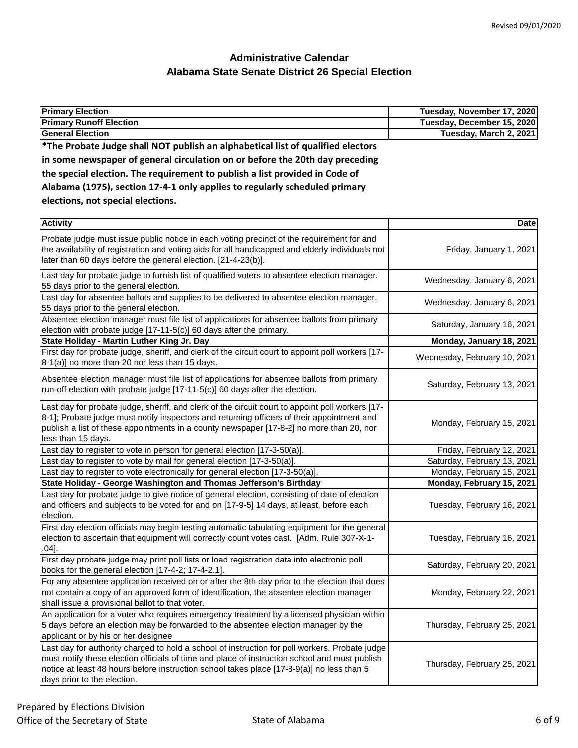# Administrative Calendar
## Alabama State Senate District 26 Special Election

| | |
|---|---|
| **Primary Election** | **Tuesday, November 17, 2020** |
| **Primary Runoff Election** | **Tuesday, December 15, 2020** |
| **General Election** | **Tuesday, March 2, 2021** |

**\*The Probate Judge shall NOT publish an alphabetical list of qualified electors in some newspaper of general circulation on or before the 20th day preceding the special election. The requirement to publish a list provided in Code of Alabama (1975), section 17-4-1 only applies to regularly scheduled primary elections, not special elections.**

| Activity | Date |
|---|---|
| Probate judge must issue public notice in each voting precinct of the requirement for and the availability of registration and voting aids for all handicapped and elderly individuals not later than 60 days before the general election. [21-4-23(b)]. | Friday, January 1, 2021 |
| Last day for probate judge to furnish list of qualified voters to absentee election manager. 55 days prior to the general election. | Wednesday, January 6, 2021 |
| Last day for absentee ballots and supplies to be delivered to absentee election manager. 55 days prior to the general election. | Wednesday, January 6, 2021 |
| Absentee election manager must file list of applications for absentee ballots from primary election with probate judge [17-11-5(c)] 60 days after the primary. | Saturday, January 16, 2021 |
| **State Holiday - Martin Luther King Jr. Day** | **Monday, January 18, 2021** |
| First day for probate judge, sheriff, and clerk of the circuit court to appoint poll workers [17-8-1(a)] no more than 20 nor less than 15 days. | Wednesday, February 10, 2021 |
| Absentee election manager must file list of applications for absentee ballots from primary run-off election with probate judge [17-11-5(c)] 60 days after the election. | Saturday, February 13, 2021 |
| Last day for probate judge, sheriff, and clerk of the circuit court to appoint poll workers [17-8-1]; Probate judge must notify inspectors and returning officers of their appointment and publish a list of these appointments in a county newspaper [17-8-2] no more than 20, nor less than 15 days. | Monday, February 15, 2021 |
| Last day to register to vote in person for general election [17-3-50(a)]. | Friday, February 12, 2021 |
| Last day to register to vote by mail for general election [17-3-50(a)]. | Saturday, February 13, 2021 |
| Last day to register to vote electronically for general election [17-3-50(a)]. | Monday, February 15, 2021 |
| **State Holiday - George Washington and Thomas Jefferson's Birthday** | **Monday, February 15, 2021** |
| Last day for probate judge to give notice of general election, consisting of date of election and officers and subjects to be voted for and on [17-9-5] 14 days, at least, before each election. | Tuesday, February 16, 2021 |
| First day election officials may begin testing automatic tabulating equipment for the general election to ascertain that equipment will correctly count votes cast. [Adm. Rule 307-X-1-.04]. | Tuesday, February 16, 2021 |
| First day probate judge may print poll lists or load registration data into electronic poll books for the general election [17-4-2; 17-4-2.1]. | Saturday, February 20, 2021 |
| For any absentee application received on or after the 8th day prior to the election that does not contain a copy of an approved form of identification, the absentee election manager shall issue a provisional ballot to that voter. | Monday, February 22, 2021 |
| An application for a voter who requires emergency treatment by a licensed physician within 5 days before an election may be forwarded to the absentee election manager by the applicant or by his or her designee | Thursday, February 25, 2021 |
| Last day for authority charged to hold a school of instruction for poll workers. Probate judge must notify these election officials of time and place of instruction school and must publish notice at least 48 hours before instruction school takes place [17-8-9(a)] no less than 5 days prior to the election. | Thursday, February 25, 2021 |

Prepared by Elections Division
Office of the Secretary of State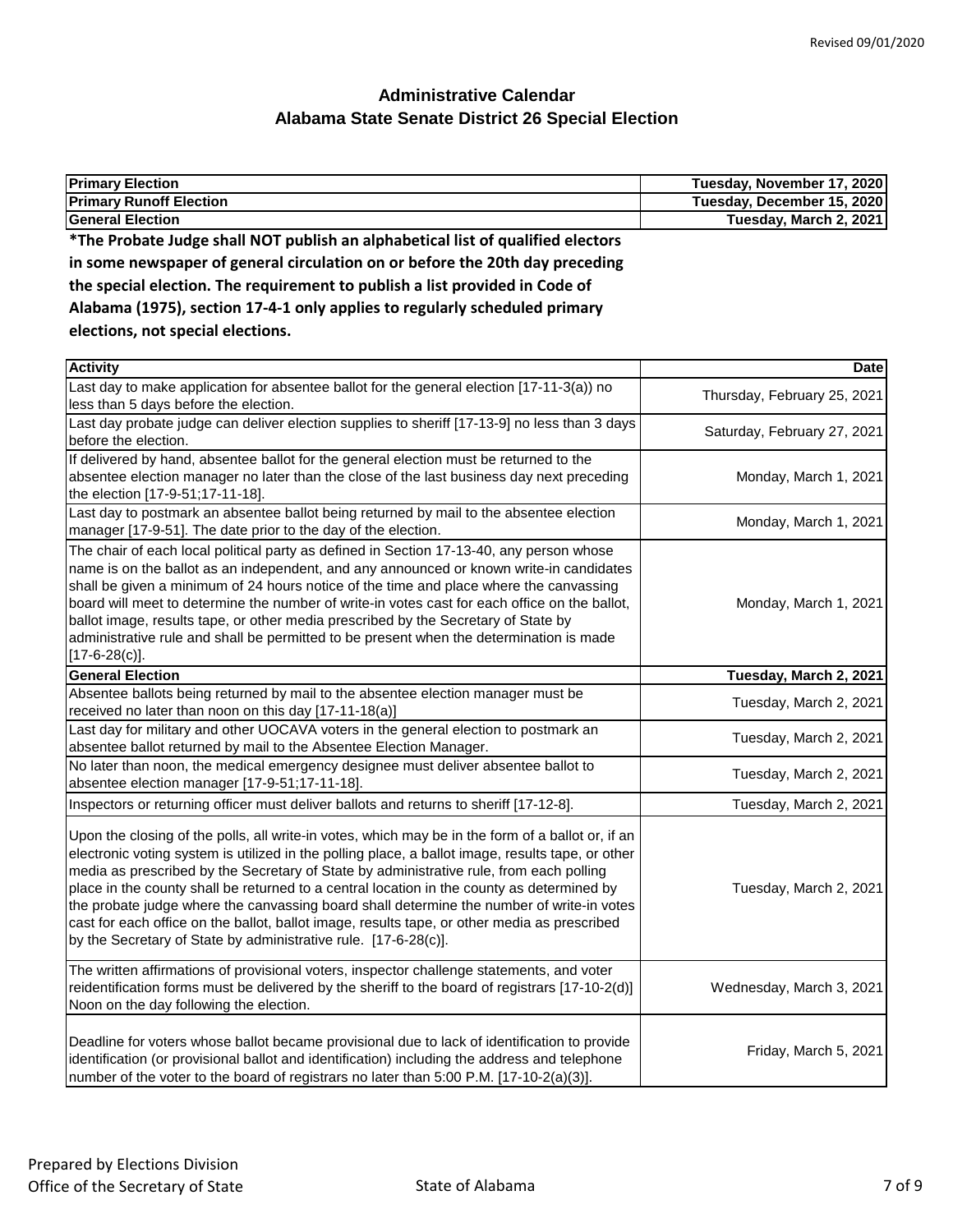Revised 09/01/2020

# Administrative Calendar
## Alabama State Senate District 26 Special Election

| **Primary Election** | **Tuesday, November 17, 2020** |
|---|---|
| **Primary Runoff Election** | **Tuesday, December 15, 2020** |
| **General Election** | **Tuesday, March 2, 2021** |

**\*The Probate Judge shall NOT publish an alphabetical list of qualified electors in some newspaper of general circulation on or before the 20th day preceding the special election. The requirement to publish a list provided in Code of Alabama (1975), section 17-4-1 only applies to regularly scheduled primary elections, not special elections.**

| **Activity** | **Date** |
|---|---|
| Last day to make application for absentee ballot for the general election [17-11-3(a)) no less than 5 days before the election. | Thursday, February 25, 2021 |
| Last day probate judge can deliver election supplies to sheriff [17-13-9] no less than 3 days before the election. | Saturday, February 27, 2021 |
| If delivered by hand, absentee ballot for the general election must be returned to the absentee election manager no later than the close of the last business day next preceding the election [17-9-51;17-11-18]. | Monday, March 1, 2021 |
| Last day to postmark an absentee ballot being returned by mail to the absentee election manager [17-9-51]. The date prior to the day of the election. | Monday, March 1, 2021 |
| The chair of each local political party as defined in Section 17-13-40, any person whose name is on the ballot as an independent, and any announced or known write-in candidates shall be given a minimum of 24 hours notice of the time and place where the canvassing board will meet to determine the number of write-in votes cast for each office on the ballot, ballot image, results tape, or other media prescribed by the Secretary of State by administrative rule and shall be permitted to be present when the determination is made [17-6-28(c)]. | Monday, March 1, 2021 |
| **General Election** | **Tuesday, March 2, 2021** |
| Absentee ballots being returned by mail to the absentee election manager must be received no later than noon on this day [17-11-18(a)] | Tuesday, March 2, 2021 |
| Last day for military and other UOCAVA voters in the general election to postmark an absentee ballot returned by mail to the Absentee Election Manager. | Tuesday, March 2, 2021 |
| No later than noon, the medical emergency designee must deliver absentee ballot to absentee election manager [17-9-51;17-11-18]. | Tuesday, March 2, 2021 |
| Inspectors or returning officer must deliver ballots and returns to sheriff [17-12-8]. | Tuesday, March 2, 2021 |
| Upon the closing of the polls, all write-in votes, which may be in the form of a ballot or, if an electronic voting system is utilized in the polling place, a ballot image, results tape, or other media as prescribed by the Secretary of State by administrative rule, from each polling place in the county shall be returned to a central location in the county as determined by the probate judge where the canvassing board shall determine the number of write-in votes cast for each office on the ballot, ballot image, results tape, or other media as prescribed by the Secretary of State by administrative rule. [17-6-28(c)]. | Tuesday, March 2, 2021 |
| The written affirmations of provisional voters, inspector challenge statements, and voter reidentification forms must be delivered by the sheriff to the board of registrars [17-10-2(d)] Noon on the day following the election. | Wednesday, March 3, 2021 |
| Deadline for voters whose ballot became provisional due to lack of identification to provide identification (or provisional ballot and identification) including the address and telephone number of the voter to the board of registrars no later than 5:00 P.M. [17-10-2(a)(3)]. | Friday, March 5, 2021 |

Prepared by Elections Division
Office of the Secretary of State

State of Alabama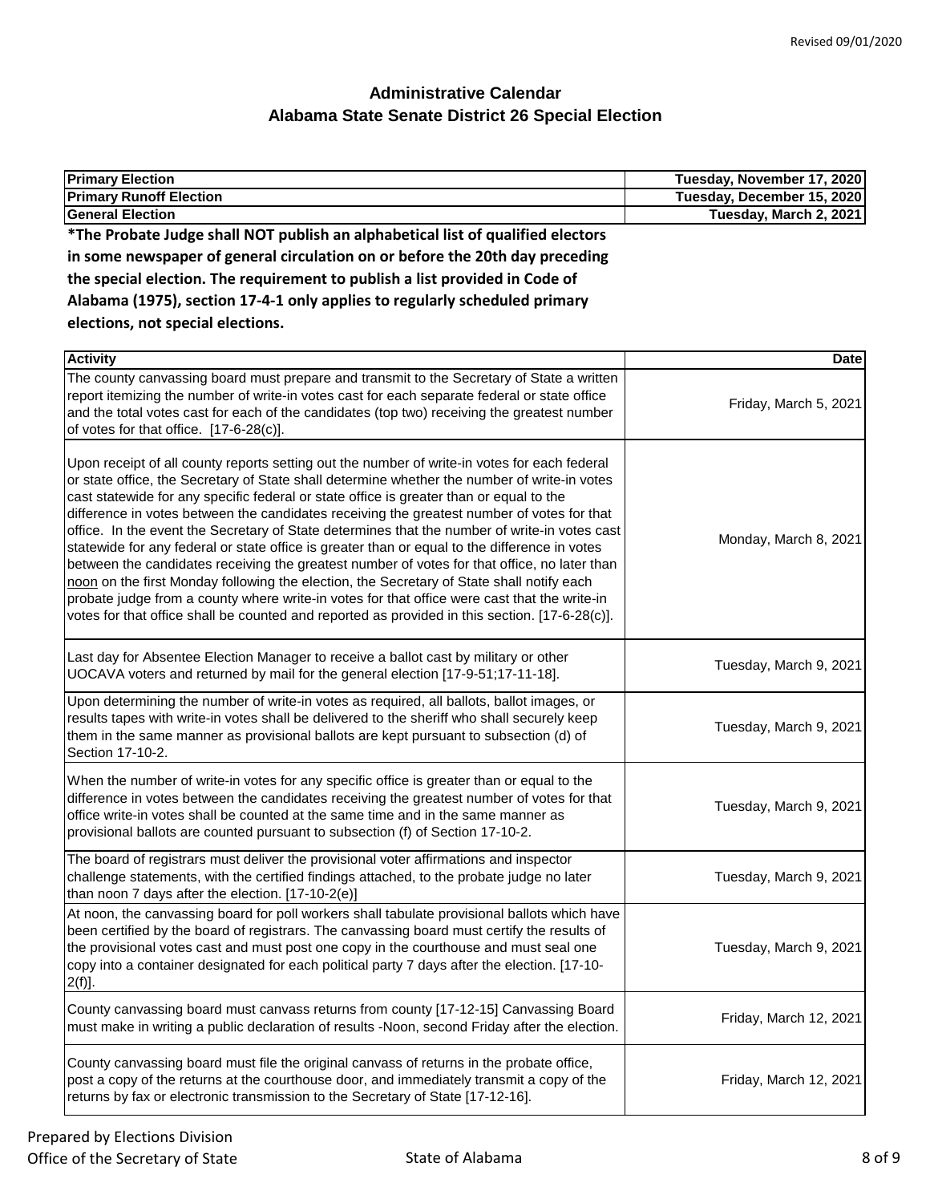# Administrative Calendar
## Alabama State Senate District 26 Special Election

| Primary Election | Tuesday, November 17, 2020 |
| --- | --- |
| Primary Runoff Election | Tuesday, December 15, 2020 |
| General Election | Tuesday, March 2, 2021 |

**\*The Probate Judge shall NOT publish an alphabetical list of qualified electors in some newspaper of general circulation on or before the 20th day preceding the special election. The requirement to publish a list provided in Code of Alabama (1975), section 17-4-1 only applies to regularly scheduled primary elections, not special elections.**

| Activity | Date |
| --- | --- |
| The county canvassing board must prepare and transmit to the Secretary of State a written report itemizing the number of write-in votes cast for each separate federal or state office and the total votes cast for each of the candidates (top two) receiving the greatest number of votes for that office. [17-6-28(c)]. | Friday, March 5, 2021 |
| Upon receipt of all county reports setting out the number of write-in votes for each federal or state office, the Secretary of State shall determine whether the number of write-in votes cast statewide for any specific federal or state office is greater than or equal to the difference in votes between the candidates receiving the greatest number of votes for that office. In the event the Secretary of State determines that the number of write-in votes cast statewide for any federal or state office is greater than or equal to the difference in votes between the candidates receiving the greatest number of votes for that office, no later than noon on the first Monday following the election, the Secretary of State shall notify each probate judge from a county where write-in votes for that office were cast that the write-in votes for that office shall be counted and reported as provided in this section. [17-6-28(c)]. | Monday, March 8, 2021 |
| Last day for Absentee Election Manager to receive a ballot cast by military or other UOCAVA voters and returned by mail for the general election [17-9-51;17-11-18]. | Tuesday, March 9, 2021 |
| Upon determining the number of write-in votes as required, all ballots, ballot images, or results tapes with write-in votes shall be delivered to the sheriff who shall securely keep them in the same manner as provisional ballots are kept pursuant to subsection (d) of Section 17-10-2. | Tuesday, March 9, 2021 |
| When the number of write-in votes for any specific office is greater than or equal to the difference in votes between the candidates receiving the greatest number of votes for that office write-in votes shall be counted at the same time and in the same manner as provisional ballots are counted pursuant to subsection (f) of Section 17-10-2. | Tuesday, March 9, 2021 |
| The board of registrars must deliver the provisional voter affirmations and inspector challenge statements, with the certified findings attached, to the probate judge no later than noon 7 days after the election. [17-10-2(e)] | Tuesday, March 9, 2021 |
| At noon, the canvassing board for poll workers shall tabulate provisional ballots which have been certified by the board of registrars. The canvassing board must certify the results of the provisional votes cast and must post one copy in the courthouse and must seal one copy into a container designated for each political party 7 days after the election. [17-10-2(f)]. | Tuesday, March 9, 2021 |
| County canvassing board must canvass returns from county [17-12-15] Canvassing Board must make in writing a public declaration of results -Noon, second Friday after the election. | Friday, March 12, 2021 |
| County canvassing board must file the original canvass of returns in the probate office, post a copy of the returns at the courthouse door, and immediately transmit a copy of the returns by fax or electronic transmission to the Secretary of State [17-12-16]. | Friday, March 12, 2021 |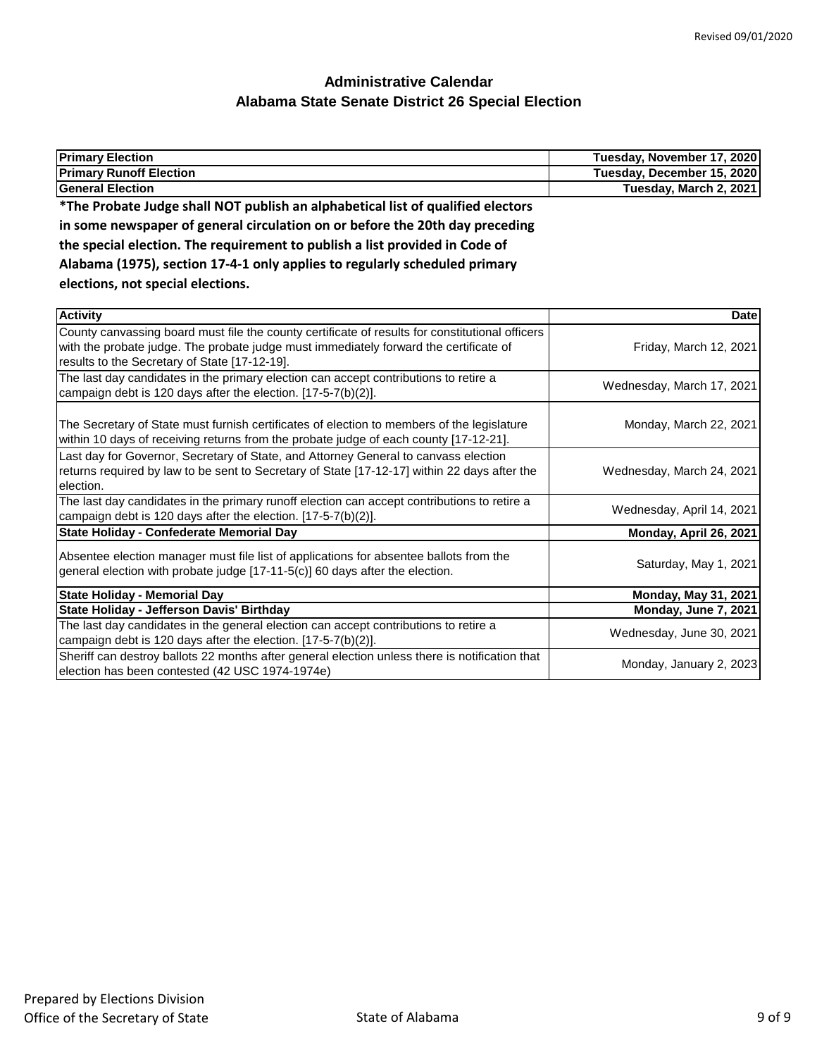# Administrative Calendar
## Alabama State Senate District 26 Special Election

| | |
|---|---|
| **Primary Election** | **Tuesday, November 17, 2020** |
| **Primary Runoff Election** | **Tuesday, December 15, 2020** |
| **General Election** | **Tuesday, March 2, 2021** |

**\*The Probate Judge shall NOT publish an alphabetical list of qualified electors in some newspaper of general circulation on or before the 20th day preceding the special election. The requirement to publish a list provided in Code of Alabama (1975), section 17-4-1 only applies to regularly scheduled primary elections, not special elections.**

| Activity | Date |
|---|---|
| County canvassing board must file the county certificate of results for constitutional officers with the probate judge. The probate judge must immediately forward the certificate of results to the Secretary of State [17-12-19]. | Friday, March 12, 2021 |
| The last day candidates in the primary election can accept contributions to retire a campaign debt is 120 days after the election. [17-5-7(b)(2)]. | Wednesday, March 17, 2021 |
| The Secretary of State must furnish certificates of election to members of the legislature within 10 days of receiving returns from the probate judge of each county [17-12-21]. | Monday, March 22, 2021 |
| Last day for Governor, Secretary of State, and Attorney General to canvass election returns required by law to be sent to Secretary of State [17-12-17] within 22 days after the election. | Wednesday, March 24, 2021 |
| The last day candidates in the primary runoff election can accept contributions to retire a campaign debt is 120 days after the election. [17-5-7(b)(2)]. | Wednesday, April 14, 2021 |
| **State Holiday - Confederate Memorial Day** | **Monday, April 26, 2021** |
| Absentee election manager must file list of applications for absentee ballots from the general election with probate judge [17-11-5(c)] 60 days after the election. | Saturday, May 1, 2021 |
| **State Holiday - Memorial Day** | **Monday, May 31, 2021** |
| **State Holiday - Jefferson Davis' Birthday** | **Monday, June 7, 2021** |
| The last day candidates in the general election can accept contributions to retire a campaign debt is 120 days after the election. [17-5-7(b)(2)]. | Wednesday, June 30, 2021 |
| Sheriff can destroy ballots 22 months after general election unless there is notification that election has been contested (42 USC 1974-1974e) | Monday, January 2, 2023 |